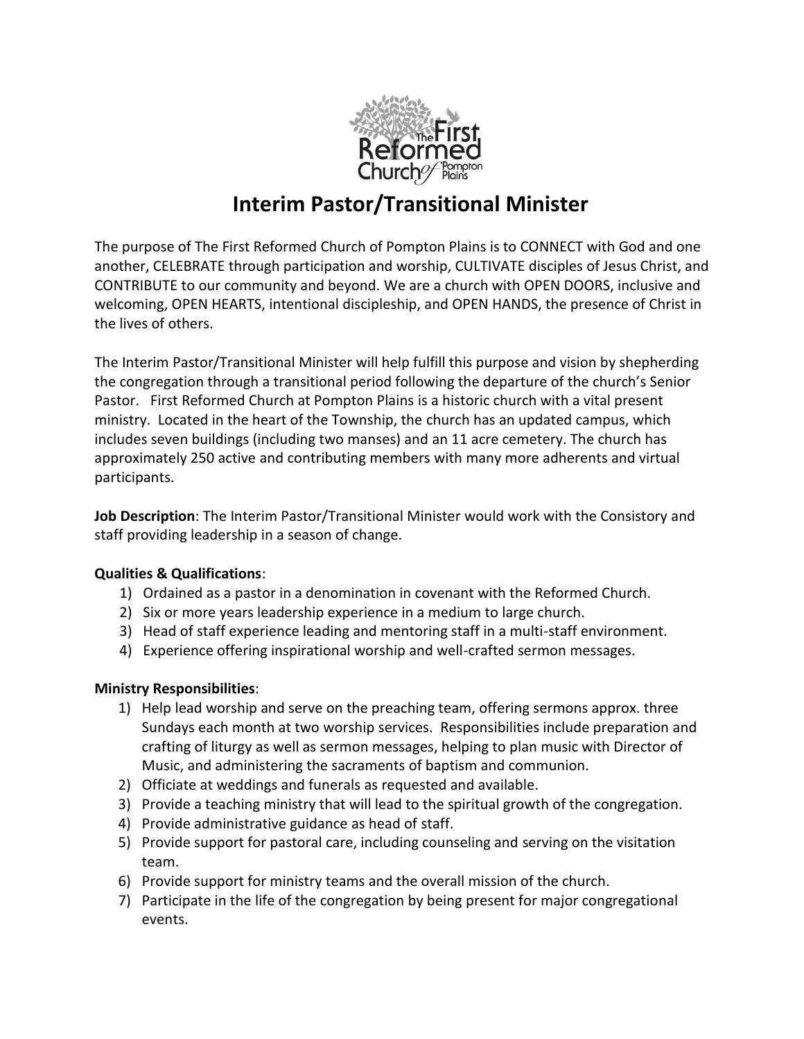# Interim Pastor/Transitional Minister

The purpose of The First Reformed Church of Pompton Plains is to CONNECT with God and one another, CELEBRATE through participation and worship, CULTIVATE disciples of Jesus Christ, and CONTRIBUTE to our community and beyond. We are a church with OPEN DOORS, inclusive and welcoming, OPEN HEARTS, intentional discipleship, and OPEN HANDS, the presence of Christ in the lives of others.

The Interim Pastor/Transitional Minister will help fulfill this purpose and vision by shepherding the congregation through a transitional period following the departure of the church's Senior Pastor. First Reformed Church at Pompton Plains is a historic church with a vital present ministry. Located in the heart of the Township, the church has an updated campus, which includes seven buildings (including two manses) and an 11 acre cemetery. The church has approximately 250 active and contributing members with many more adherents and virtual participants.

**Job Description**: The Interim Pastor/Transitional Minister would work with the Consistory and staff providing leadership in a season of change.

**Qualities & Qualifications**:

1) Ordained as a pastor in a denomination in covenant with the Reformed Church.
2) Six or more years leadership experience in a medium to large church.
3) Head of staff experience leading and mentoring staff in a multi-staff environment.
4) Experience offering inspirational worship and well-crafted sermon messages.

**Ministry Responsibilities**:

1) Help lead worship and serve on the preaching team, offering sermons approx. three Sundays each month at two worship services. Responsibilities include preparation and crafting of liturgy as well as sermon messages, helping to plan music with Director of Music, and administering the sacraments of baptism and communion.
2) Officiate at weddings and funerals as requested and available.
3) Provide a teaching ministry that will lead to the spiritual growth of the congregation.
4) Provide administrative guidance as head of staff.
5) Provide support for pastoral care, including counseling and serving on the visitation team.
6) Provide support for ministry teams and the overall mission of the church.
7) Participate in the life of the congregation by being present for major congregational events.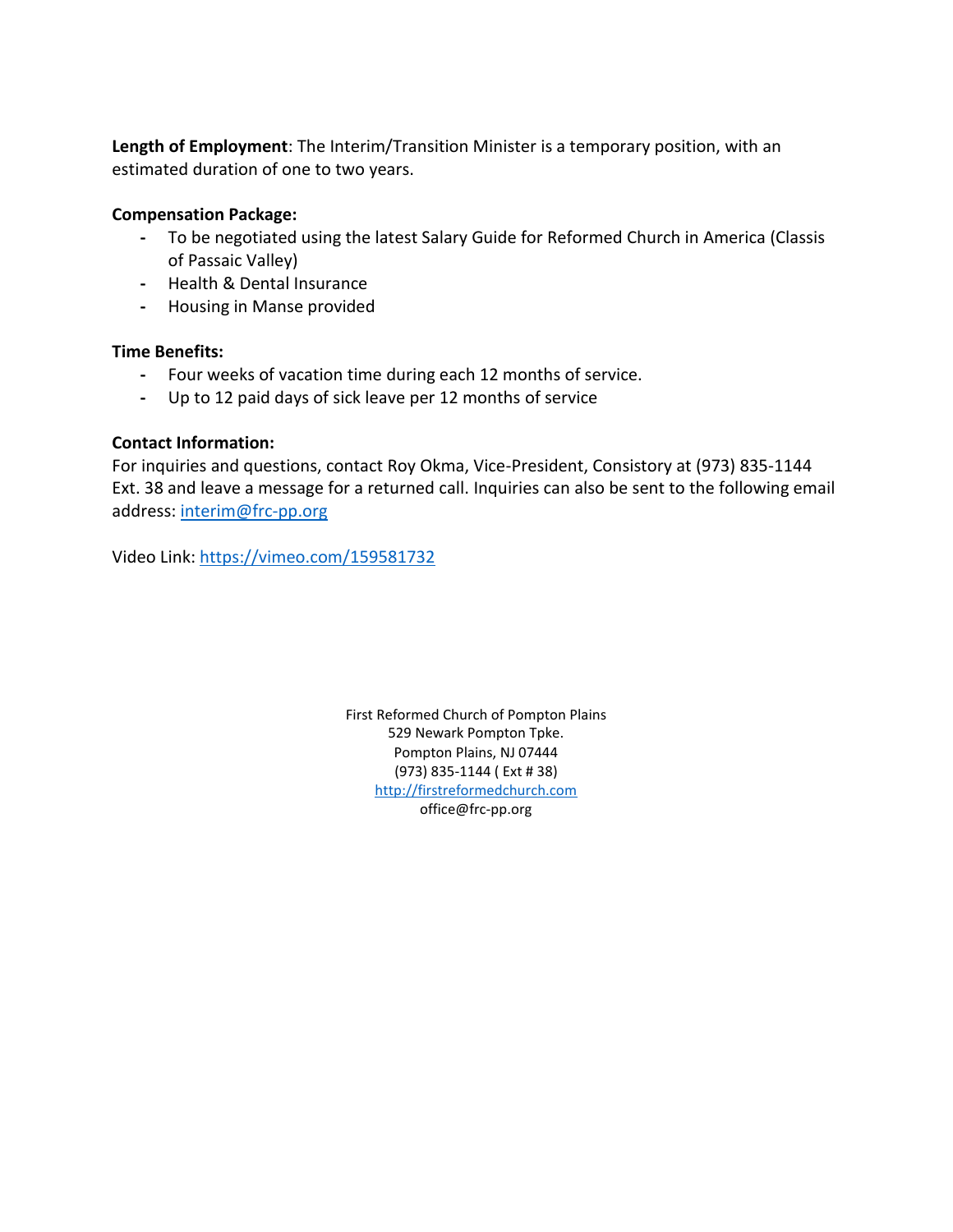**Length of Employment**: The Interim/Transition Minister is a temporary position, with an estimated duration of one to two years.

**Compensation Package:**

- To be negotiated using the latest Salary Guide for Reformed Church in America (Classis of Passaic Valley)
- Health & Dental Insurance
- Housing in Manse provided

**Time Benefits:**

- Four weeks of vacation time during each 12 months of service.
- Up to 12 paid days of sick leave per 12 months of service

**Contact Information:**
For inquiries and questions, contact Roy Okma, Vice-President, Consistory at (973) 835-1144 Ext. 38 and leave a message for a returned call. Inquiries can also be sent to the following email address: interim@frc-pp.org

Video Link: https://vimeo.com/159581732

First Reformed Church of Pompton Plains
529 Newark Pompton Tpke.
Pompton Plains, NJ 07444
(973) 835-1144 ( Ext # 38)
http://firstreformedchurch.com
office@frc-pp.org